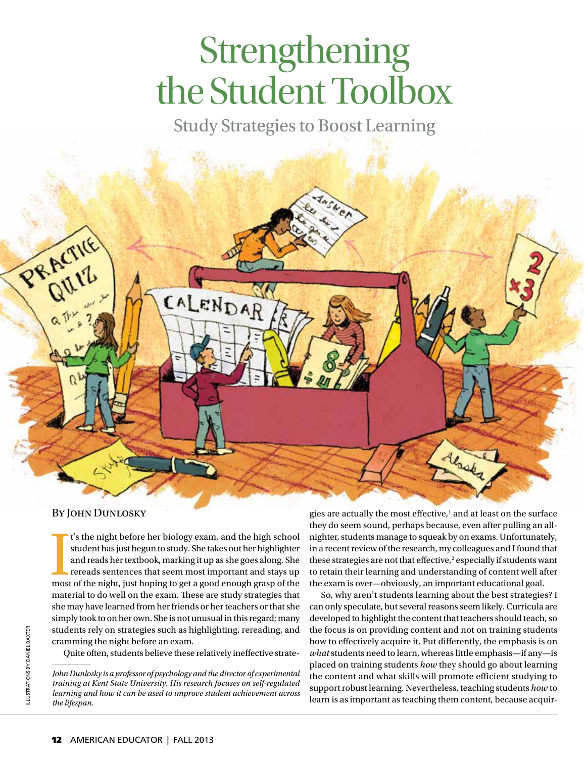# Strengthening the Student Toolbox

## Study Strategies to Boost Learning

By John Dunlosky

It's the night before her biology exam, and the high school student has just begun to study. She takes out her highlighter and reads her textbook, marking it up as she goes along. She rereads sentences that seem most important and stays up most of the night, just hoping to get a good enough grasp of the material to do well on the exam. These are study strategies that she may have learned from her friends or her teachers or that she simply took to on her own. She is not unusual in this regard; many students rely on strategies such as highlighting, rereading, and cramming the night before an exam.

Quite often, students believe these relatively ineffective strategies are actually the most effective,[1] and at least on the surface they do seem sound, perhaps because, even after pulling an all-nighter, students manage to squeak by on exams. Unfortunately, in a recent review of the research, my colleagues and I found that these strategies are not that effective,[2] especially if students want to retain their learning and understanding of content well after the exam is over—obviously, an important educational goal.

So, why aren't students learning about the best strategies? I can only speculate, but several reasons seem likely. Curricula are developed to highlight the content that teachers should teach, so the focus is on providing content and not on training students how to effectively acquire it. Put differently, the emphasis is on *what* students need to learn, whereas little emphasis—if any—is placed on training students *how* they should go about learning the content and what skills will promote efficient studying to support robust learning. Nevertheless, teaching students *how* to learn is as important as teaching them content, because acquir-

*John Dunlosky is a professor of psychology and the director of experimental training at Kent State University. His research focuses on self-regulated learning and how it can be used to improve student achievement across the lifespan.*

Illustrations by Daniel Baxter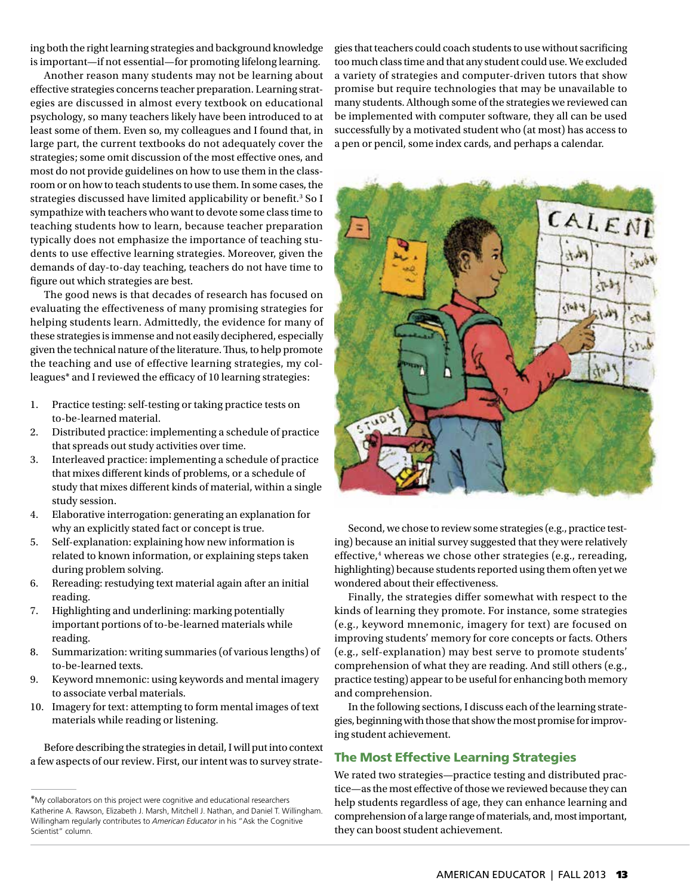ing both the right learning strategies and background knowledge is important—if not essential—for promoting lifelong learning.

Another reason many students may not be learning about effective strategies concerns teacher preparation. Learning strategies are discussed in almost every textbook on educational psychology, so many teachers likely have been introduced to at least some of them. Even so, my colleagues and I found that, in large part, the current textbooks do not adequately cover the strategies; some omit discussion of the most effective ones, and most do not provide guidelines on how to use them in the classroom or on how to teach students to use them. In some cases, the strategies discussed have limited applicability or benefit.[3] So I sympathize with teachers who want to devote some class time to teaching students how to learn, because teacher preparation typically does not emphasize the importance of teaching students to use effective learning strategies. Moreover, given the demands of day-to-day teaching, teachers do not have time to figure out which strategies are best.

The good news is that decades of research has focused on evaluating the effectiveness of many promising strategies for helping students learn. Admittedly, the evidence for many of these strategies is immense and not easily deciphered, especially given the technical nature of the literature. Thus, to help promote the teaching and use of effective learning strategies, my colleagues* and I reviewed the efficacy of 10 learning strategies:

1. Practice testing: self-testing or taking practice tests on to-be-learned material.
2. Distributed practice: implementing a schedule of practice that spreads out study activities over time.
3. Interleaved practice: implementing a schedule of practice that mixes different kinds of problems, or a schedule of study that mixes different kinds of material, within a single study session.
4. Elaborative interrogation: generating an explanation for why an explicitly stated fact or concept is true.
5. Self-explanation: explaining how new information is related to known information, or explaining steps taken during problem solving.
6. Rereading: restudying text material again after an initial reading.
7. Highlighting and underlining: marking potentially important portions of to-be-learned materials while reading.
8. Summarization: writing summaries (of various lengths) of to-be-learned texts.
9. Keyword mnemonic: using keywords and mental imagery to associate verbal materials.
10. Imagery for text: attempting to form mental images of text materials while reading or listening.

Before describing the strategies in detail, I will put into context a few aspects of our review. First, our intent was to survey strategies that teachers could coach students to use without sacrificing too much class time and that any student could use. We excluded a variety of strategies and computer-driven tutors that show promise but require technologies that may be unavailable to many students. Although some of the strategies we reviewed can be implemented with computer software, they all can be used successfully by a motivated student who (at most) has access to a pen or pencil, some index cards, and perhaps a calendar.

Second, we chose to review some strategies (e.g., practice testing) because an initial survey suggested that they were relatively effective,[4] whereas we chose other strategies (e.g., rereading, highlighting) because students reported using them often yet we wondered about their effectiveness.

Finally, the strategies differ somewhat with respect to the kinds of learning they promote. For instance, some strategies (e.g., keyword mnemonic, imagery for text) are focused on improving students' memory for core concepts or facts. Others (e.g., self-explanation) may best serve to promote students' comprehension of what they are reading. And still others (e.g., practice testing) appear to be useful for enhancing both memory and comprehension.

In the following sections, I discuss each of the learning strategies, beginning with those that show the most promise for improving student achievement.

## The Most Effective Learning Strategies

We rated two strategies—practice testing and distributed practice—as the most effective of those we reviewed because they can help students regardless of age, they can enhance learning and comprehension of a large range of materials, and, most important, they can boost student achievement.

*My collaborators on this project were cognitive and educational researchers Katherine A. Rawson, Elizabeth J. Marsh, Mitchell J. Nathan, and Daniel T. Willingham. Willingham regularly contributes to *American Educator* in his "Ask the Cognitive Scientist" column.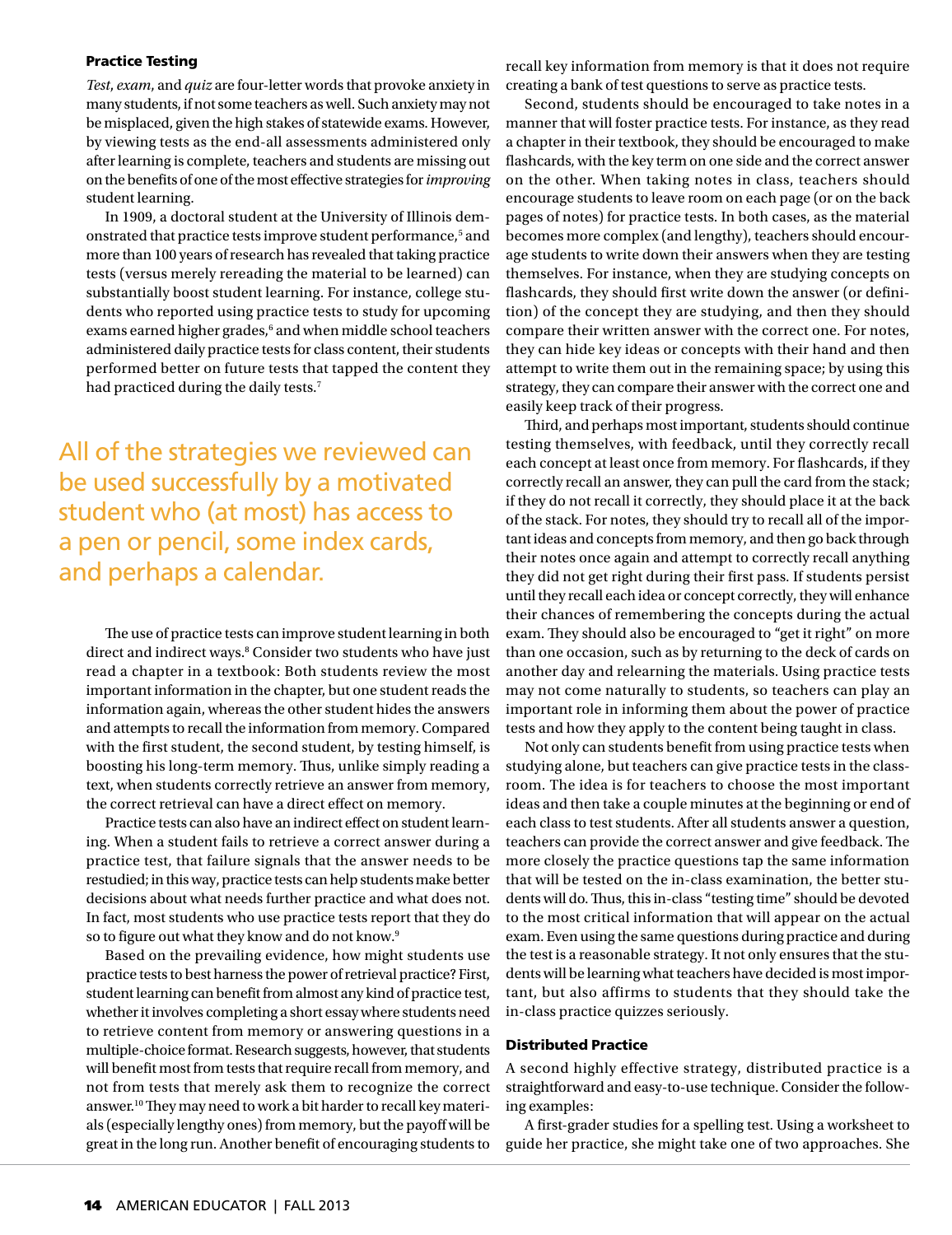## Practice Testing

*Test*, *exam*, and *quiz* are four-letter words that provoke anxiety in many students, if not some teachers as well. Such anxiety may not be misplaced, given the high stakes of statewide exams. However, by viewing tests as the end-all assessments administered only after learning is complete, teachers and students are missing out on the benefits of one of the most effective strategies for *improving* student learning.

In 1909, a doctoral student at the University of Illinois demonstrated that practice tests improve student performance,[5] and more than 100 years of research has revealed that taking practice tests (versus merely rereading the material to be learned) can substantially boost student learning. For instance, college students who reported using practice tests to study for upcoming exams earned higher grades,[6] and when middle school teachers administered daily practice tests for class content, their students performed better on future tests that tapped the content they had practiced during the daily tests.[7]

> All of the strategies we reviewed can be used successfully by a motivated student who (at most) has access to a pen or pencil, some index cards, and perhaps a calendar.

The use of practice tests can improve student learning in both direct and indirect ways.[8] Consider two students who have just read a chapter in a textbook: Both students review the most important information in the chapter, but one student reads the information again, whereas the other student hides the answers and attempts to recall the information from memory. Compared with the first student, the second student, by testing himself, is boosting his long-term memory. Thus, unlike simply reading a text, when students correctly retrieve an answer from memory, the correct retrieval can have a direct effect on memory.

Practice tests can also have an indirect effect on student learning. When a student fails to retrieve a correct answer during a practice test, that failure signals that the answer needs to be restudied; in this way, practice tests can help students make better decisions about what needs further practice and what does not. In fact, most students who use practice tests report that they do so to figure out what they know and do not know.[9]

Based on the prevailing evidence, how might students use practice tests to best harness the power of retrieval practice? First, student learning can benefit from almost any kind of practice test, whether it involves completing a short essay where students need to retrieve content from memory or answering questions in a multiple-choice format. Research suggests, however, that students will benefit most from tests that require recall from memory, and not from tests that merely ask them to recognize the correct answer.[10] They may need to work a bit harder to recall key materials (especially lengthy ones) from memory, but the payoff will be great in the long run. Another benefit of encouraging students to recall key information from memory is that it does not require creating a bank of test questions to serve as practice tests.

Second, students should be encouraged to take notes in a manner that will foster practice tests. For instance, as they read a chapter in their textbook, they should be encouraged to make flashcards, with the key term on one side and the correct answer on the other. When taking notes in class, teachers should encourage students to leave room on each page (or on the back pages of notes) for practice tests. In both cases, as the material becomes more complex (and lengthy), teachers should encourage students to write down their answers when they are testing themselves. For instance, when they are studying concepts on flashcards, they should first write down the answer (or definition) of the concept they are studying, and then they should compare their written answer with the correct one. For notes, they can hide key ideas or concepts with their hand and then attempt to write them out in the remaining space; by using this strategy, they can compare their answer with the correct one and easily keep track of their progress.

Third, and perhaps most important, students should continue testing themselves, with feedback, until they correctly recall each concept at least once from memory. For flashcards, if they correctly recall an answer, they can pull the card from the stack; if they do not recall it correctly, they should place it at the back of the stack. For notes, they should try to recall all of the important ideas and concepts from memory, and then go back through their notes once again and attempt to correctly recall anything they did not get right during their first pass. If students persist until they recall each idea or concept correctly, they will enhance their chances of remembering the concepts during the actual exam. They should also be encouraged to "get it right" on more than one occasion, such as by returning to the deck of cards on another day and relearning the materials. Using practice tests may not come naturally to students, so teachers can play an important role in informing them about the power of practice tests and how they apply to the content being taught in class.

Not only can students benefit from using practice tests when studying alone, but teachers can give practice tests in the classroom. The idea is for teachers to choose the most important ideas and then take a couple minutes at the beginning or end of each class to test students. After all students answer a question, teachers can provide the correct answer and give feedback. The more closely the practice questions tap the same information that will be tested on the in-class examination, the better students will do. Thus, this in-class "testing time" should be devoted to the most critical information that will appear on the actual exam. Even using the same questions during practice and during the test is a reasonable strategy. It not only ensures that the students will be learning what teachers have decided is most important, but also affirms to students that they should take the in-class practice quizzes seriously.

## Distributed Practice

A second highly effective strategy, distributed practice is a straightforward and easy-to-use technique. Consider the following examples:

A first-grader studies for a spelling test. Using a worksheet to guide her practice, she might take one of two approaches. She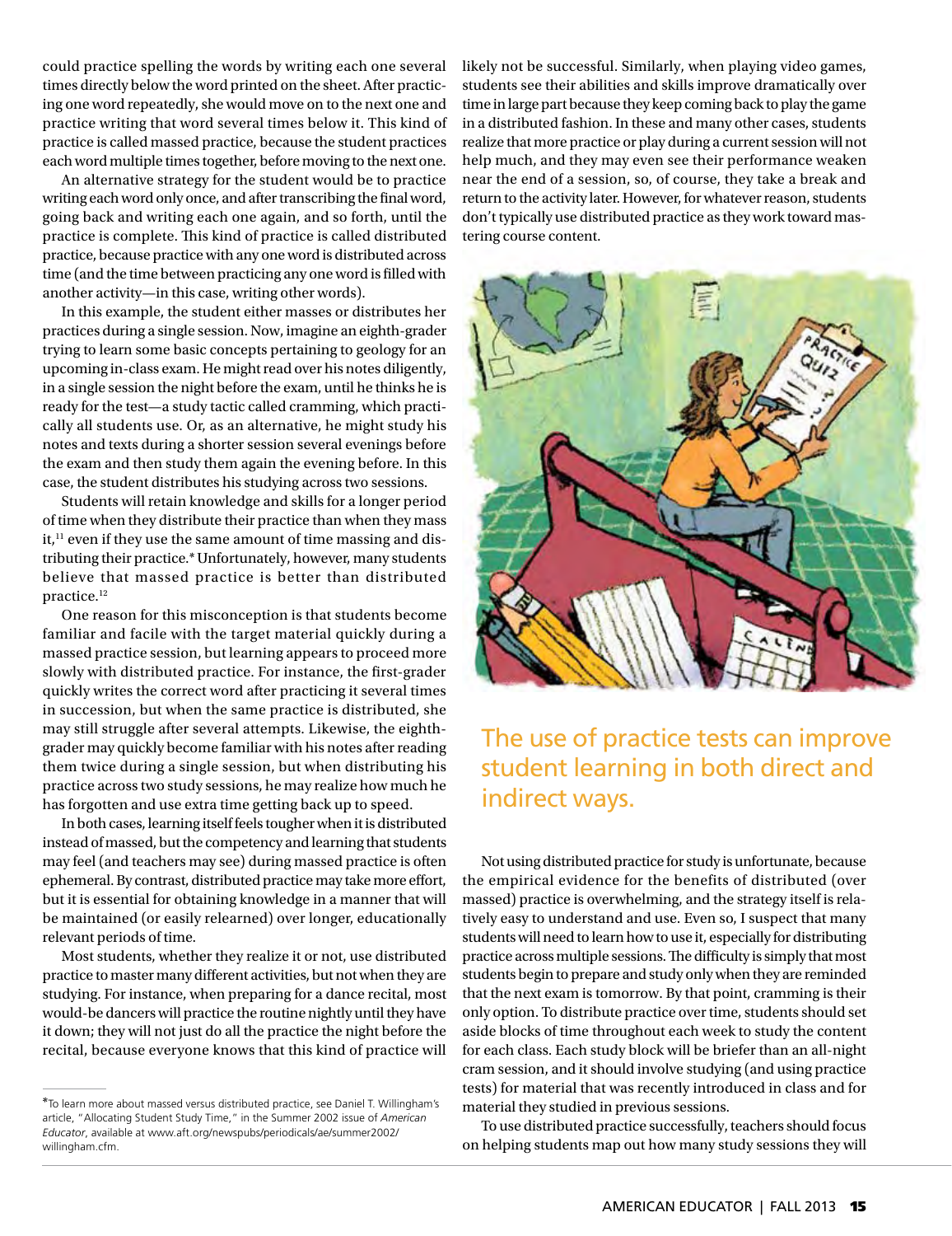could practice spelling the words by writing each one several times directly below the word printed on the sheet. After practicing one word repeatedly, she would move on to the next one and practice writing that word several times below it. This kind of practice is called massed practice, because the student practices each word multiple times together, before moving to the next one.

An alternative strategy for the student would be to practice writing each word only once, and after transcribing the final word, going back and writing each one again, and so forth, until the practice is complete. This kind of practice is called distributed practice, because practice with any one word is distributed across time (and the time between practicing any one word is filled with another activity—in this case, writing other words).

In this example, the student either masses or distributes her practices during a single session. Now, imagine an eighth-grader trying to learn some basic concepts pertaining to geology for an upcoming in-class exam. He might read over his notes diligently, in a single session the night before the exam, until he thinks he is ready for the test—a study tactic called cramming, which practically all students use. Or, as an alternative, he might study his notes and texts during a shorter session several evenings before the exam and then study them again the evening before. In this case, the student distributes his studying across two sessions.

Students will retain knowledge and skills for a longer period of time when they distribute their practice than when they mass it,[11] even if they use the same amount of time massing and distributing their practice.* Unfortunately, however, many students believe that massed practice is better than distributed practice.[12]

One reason for this misconception is that students become familiar and facile with the target material quickly during a massed practice session, but learning appears to proceed more slowly with distributed practice. For instance, the first-grader quickly writes the correct word after practicing it several times in succession, but when the same practice is distributed, she may still struggle after several attempts. Likewise, the eighth-grader may quickly become familiar with his notes after reading them twice during a single session, but when distributing his practice across two study sessions, he may realize how much he has forgotten and use extra time getting back up to speed.

In both cases, learning itself feels tougher when it is distributed instead of massed, but the competency and learning that students may feel (and teachers may see) during massed practice is often ephemeral. By contrast, distributed practice may take more effort, but it is essential for obtaining knowledge in a manner that will be maintained (or easily relearned) over longer, educationally relevant periods of time.

Most students, whether they realize it or not, use distributed practice to master many different activities, but not when they are studying. For instance, when preparing for a dance recital, most would-be dancers will practice the routine nightly until they have it down; they will not just do all the practice the night before the recital, because everyone knows that this kind of practice will likely not be successful. Similarly, when playing video games, students see their abilities and skills improve dramatically over time in large part because they keep coming back to play the game in a distributed fashion. In these and many other cases, students realize that more practice or play during a current session will not help much, and they may even see their performance weaken near the end of a session, so, of course, they take a break and return to the activity later. However, for whatever reason, students don't typically use distributed practice as they work toward mastering course content.

**The use of practice tests can improve student learning in both direct and indirect ways.**

Not using distributed practice for study is unfortunate, because the empirical evidence for the benefits of distributed (over massed) practice is overwhelming, and the strategy itself is relatively easy to understand and use. Even so, I suspect that many students will need to learn how to use it, especially for distributing practice across multiple sessions. The difficulty is simply that most students begin to prepare and study only when they are reminded that the next exam is tomorrow. By that point, cramming is their only option. To distribute practice over time, students should set aside blocks of time throughout each week to study the content for each class. Each study block will be briefer than an all-night cram session, and it should involve studying (and using practice tests) for material that was recently introduced in class and for material they studied in previous sessions.

To use distributed practice successfully, teachers should focus on helping students map out how many study sessions they will

---

*To learn more about massed versus distributed practice, see Daniel T. Willingham's article, "Allocating Student Study Time," in the Summer 2002 issue of *American Educator*, available at www.aft.org/newspubs/periodicals/ae/summer2002/willingham.cfm.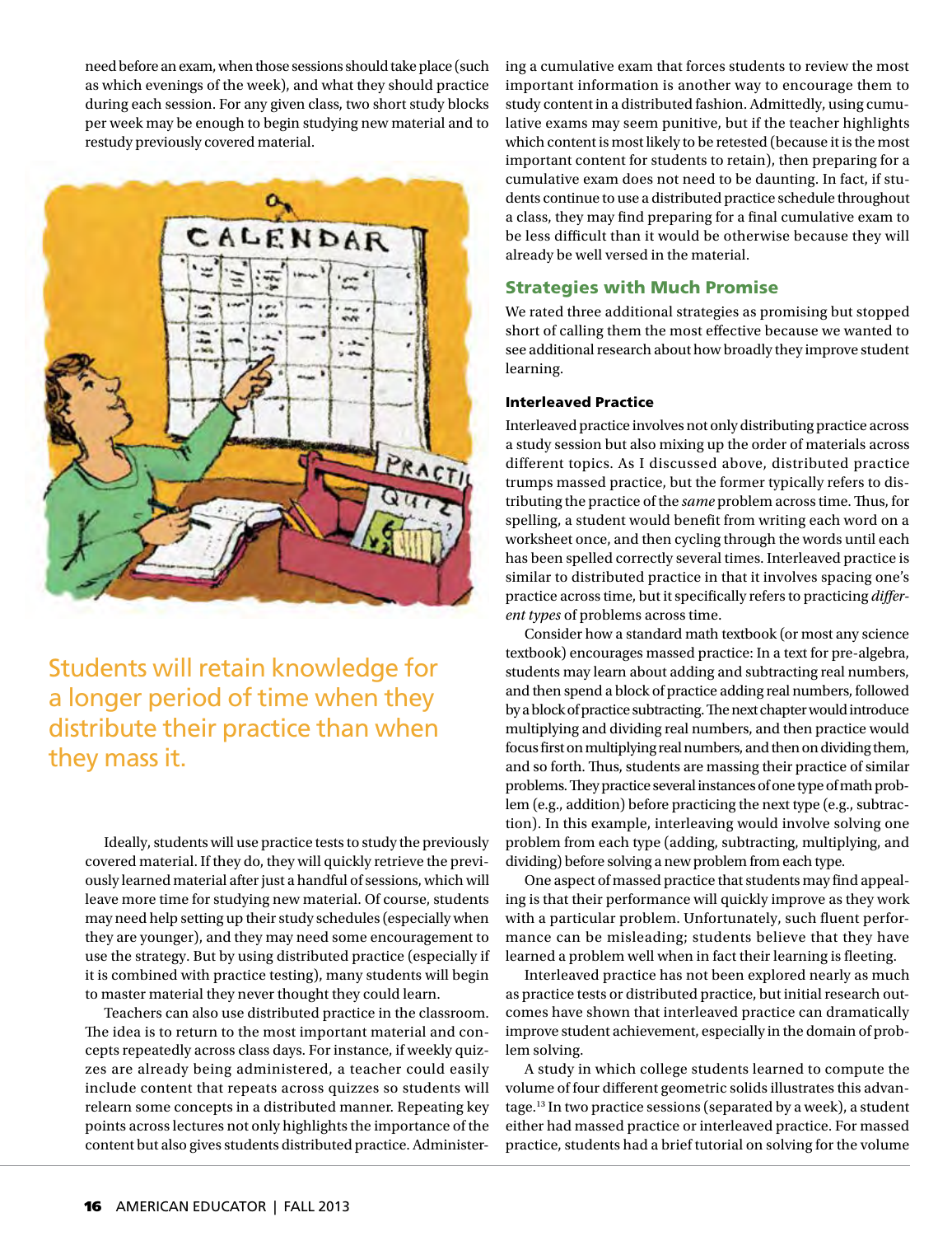need before an exam, when those sessions should take place (such as which evenings of the week), and what they should practice during each session. For any given class, two short study blocks per week may be enough to begin studying new material and to restudy previously covered material.

Students will retain knowledge for a longer period of time when they distribute their practice than when they mass it.

Ideally, students will use practice tests to study the previously covered material. If they do, they will quickly retrieve the previously learned material after just a handful of sessions, which will leave more time for studying new material. Of course, students may need help setting up their study schedules (especially when they are younger), and they may need some encouragement to use the strategy. But by using distributed practice (especially if it is combined with practice testing), many students will begin to master material they never thought they could learn.

Teachers can also use distributed practice in the classroom. The idea is to return to the most important material and concepts repeatedly across class days. For instance, if weekly quizzes are already being administered, a teacher could easily include content that repeats across quizzes so students will relearn some concepts in a distributed manner. Repeating key points across lectures not only highlights the importance of the content but also gives students distributed practice. Administering a cumulative exam that forces students to review the most important information is another way to encourage them to study content in a distributed fashion. Admittedly, using cumulative exams may seem punitive, but if the teacher highlights which content is most likely to be retested (because it is the most important content for students to retain), then preparing for a cumulative exam does not need to be daunting. In fact, if students continue to use a distributed practice schedule throughout a class, they may find preparing for a final cumulative exam to be less difficult than it would be otherwise because they will already be well versed in the material.

## Strategies with Much Promise

We rated three additional strategies as promising but stopped short of calling them the most effective because we wanted to see additional research about how broadly they improve student learning.

### Interleaved Practice

Interleaved practice involves not only distributing practice across a study session but also mixing up the order of materials across different topics. As I discussed above, distributed practice trumps massed practice, but the former typically refers to distributing the practice of the *same* problem across time. Thus, for spelling, a student would benefit from writing each word on a worksheet once, and then cycling through the words until each has been spelled correctly several times. Interleaved practice is similar to distributed practice in that it involves spacing one's practice across time, but it specifically refers to practicing *different types* of problems across time.

Consider how a standard math textbook (or most any science textbook) encourages massed practice: In a text for pre-algebra, students may learn about adding and subtracting real numbers, and then spend a block of practice adding real numbers, followed by a block of practice subtracting. The next chapter would introduce multiplying and dividing real numbers, and then practice would focus first on multiplying real numbers, and then on dividing them, and so forth. Thus, students are massing their practice of similar problems. They practice several instances of one type of math problem (e.g., addition) before practicing the next type (e.g., subtraction). In this example, interleaving would involve solving one problem from each type (adding, subtracting, multiplying, and dividing) before solving a new problem from each type.

One aspect of massed practice that students may find appealing is that their performance will quickly improve as they work with a particular problem. Unfortunately, such fluent performance can be misleading; students believe that they have learned a problem well when in fact their learning is fleeting.

Interleaved practice has not been explored nearly as much as practice tests or distributed practice, but initial research outcomes have shown that interleaved practice can dramatically improve student achievement, especially in the domain of problem solving.

A study in which college students learned to compute the volume of four different geometric solids illustrates this advantage.[13] In two practice sessions (separated by a week), a student either had massed practice or interleaved practice. For massed practice, students had a brief tutorial on solving for the volume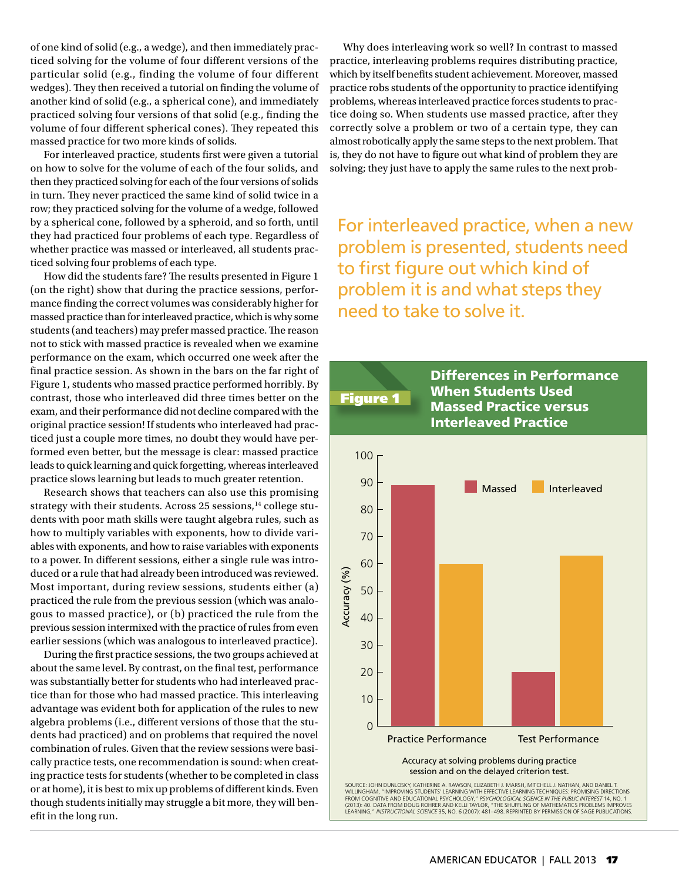of one kind of solid (e.g., a wedge), and then immediately practiced solving for the volume of four different versions of the particular solid (e.g., finding the volume of four different wedges). They then received a tutorial on finding the volume of another kind of solid (e.g., a spherical cone), and immediately practiced solving four versions of that solid (e.g., finding the volume of four different spherical cones). They repeated this massed practice for two more kinds of solids.

For interleaved practice, students first were given a tutorial on how to solve for the volume of each of the four solids, and then they practiced solving for each of the four versions of solids in turn. They never practiced the same kind of solid twice in a row; they practiced solving for the volume of a wedge, followed by a spherical cone, followed by a spheroid, and so forth, until they had practiced four problems of each type. Regardless of whether practice was massed or interleaved, all students practiced solving four problems of each type.

How did the students fare? The results presented in Figure 1 (on the right) show that during the practice sessions, performance finding the correct volumes was considerably higher for massed practice than for interleaved practice, which is why some students (and teachers) may prefer massed practice. The reason not to stick with massed practice is revealed when we examine performance on the exam, which occurred one week after the final practice session. As shown in the bars on the far right of Figure 1, students who massed practice performed horribly. By contrast, those who interleaved did three times better on the exam, and their performance did not decline compared with the original practice session! If students who interleaved had practiced just a couple more times, no doubt they would have performed even better, but the message is clear: massed practice leads to quick learning and quick forgetting, whereas interleaved practice slows learning but leads to much greater retention.

Research shows that teachers can also use this promising strategy with their students. Across 25 sessions,[14] college students with poor math skills were taught algebra rules, such as how to multiply variables with exponents, how to divide variables with exponents, and how to raise variables with exponents to a power. In different sessions, either a single rule was introduced or a rule that had already been introduced was reviewed. Most important, during review sessions, students either (a) practiced the rule from the previous session (which was analogous to massed practice), or (b) practiced the rule from the previous session intermixed with the practice of rules from even earlier sessions (which was analogous to interleaved practice).

During the first practice sessions, the two groups achieved at about the same level. By contrast, on the final test, performance was substantially better for students who had interleaved practice than for those who had massed practice. This interleaving advantage was evident both for application of the rules to new algebra problems (i.e., different versions of those that the students had practiced) and on problems that required the novel combination of rules. Given that the review sessions were basically practice tests, one recommendation is sound: when creating practice tests for students (whether to be completed in class or at home), it is best to mix up problems of different kinds. Even though students initially may struggle a bit more, they will benefit in the long run.

Why does interleaving work so well? In contrast to massed practice, interleaving problems requires distributing practice, which by itself benefits student achievement. Moreover, massed practice robs students of the opportunity to practice identifying problems, whereas interleaved practice forces students to practice doing so. When students use massed practice, after they correctly solve a problem or two of a certain type, they can almost robotically apply the same steps to the next problem. That is, they do not have to figure out what kind of problem they are solving; they just have to apply the same rules to the next prob-

> For interleaved practice, when a new problem is presented, students need to first figure out which kind of problem it is and what steps they need to take to solve it.

**Figure 1** **Differences in Performance When Students Used Massed Practice versus Interleaved Practice**

| | Massed | Interleaved |
|---|---|---|
| Practice Performance | ~89 | ~60 |
| Test Performance | ~20 | ~63 |

Accuracy (%)

Accuracy at solving problems during practice session and on the delayed criterion test.

SOURCE: JOHN DUNLOSKY, KATHERINE A. RAWSON, ELIZABETH J. MARSH, MITCHELL J. NATHAN, AND DANIEL T. WILLINGHAM, "IMPROVING STUDENTS' LEARNING WITH EFFECTIVE LEARNING TECHNIQUES: PROMISING DIRECTIONS FROM COGNITIVE AND EDUCATIONAL PSYCHOLOGY," *PSYCHOLOGICAL SCIENCE IN THE PUBLIC INTEREST* 14, NO. 1 (2013): 40. DATA FROM DOUG ROHRER AND KELLI TAYLOR, "THE SHUFFLING OF MATHEMATICS PROBLEMS IMPROVES LEARNING," *INSTRUCTIONAL SCIENCE* 35, NO. 6 (2007): 481–498. REPRINTED BY PERMISSION OF SAGE PUBLICATIONS.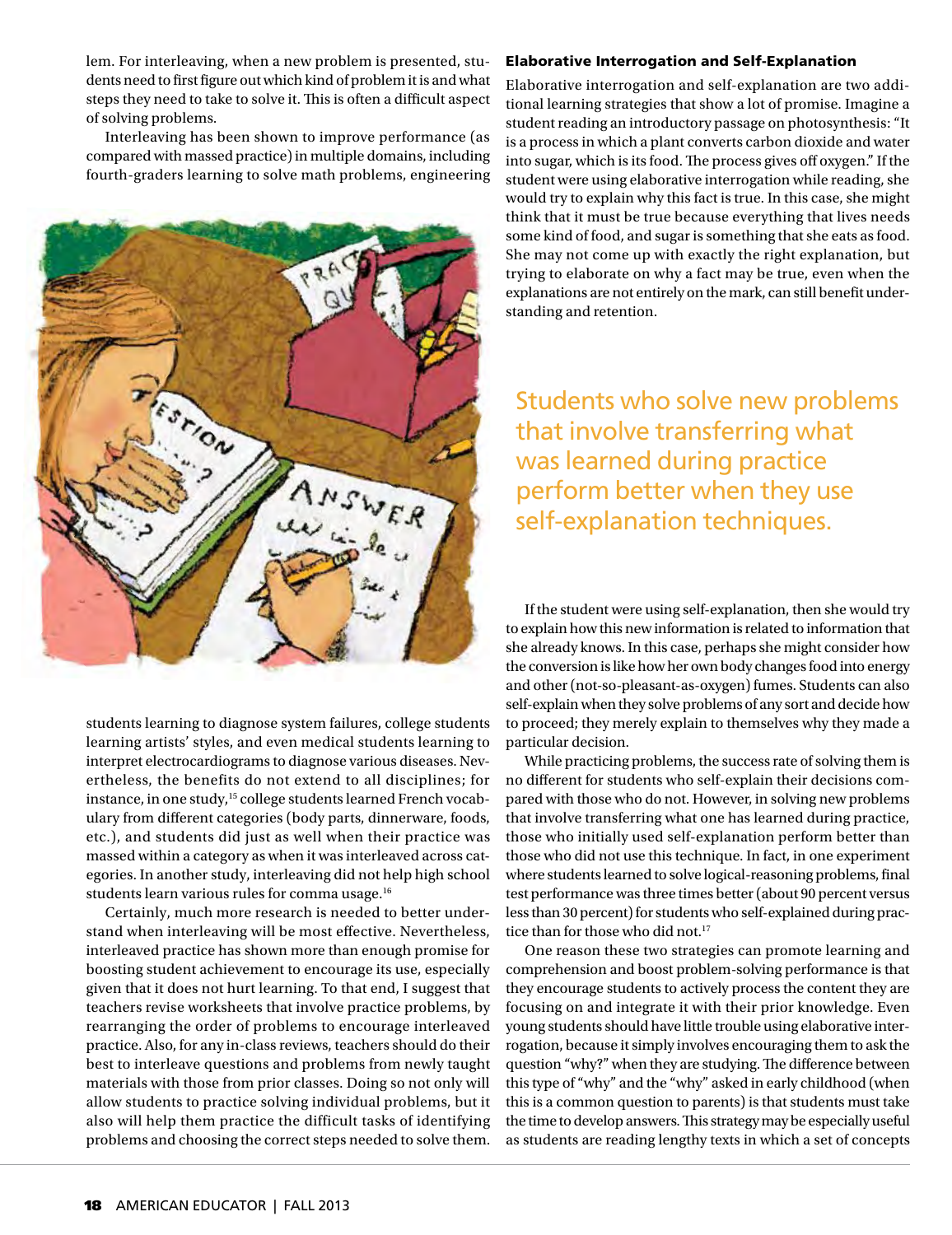lem. For interleaving, when a new problem is presented, students need to first figure out which kind of problem it is and what steps they need to take to solve it. This is often a difficult aspect of solving problems.

Interleaving has been shown to improve performance (as compared with massed practice) in multiple domains, including fourth-graders learning to solve math problems, engineering students learning to diagnose system failures, college students learning artists' styles, and even medical students learning to interpret electrocardiograms to diagnose various diseases. Nevertheless, the benefits do not extend to all disciplines; for instance, in one study,[15] college students learned French vocabulary from different categories (body parts, dinnerware, foods, etc.), and students did just as well when their practice was massed within a category as when it was interleaved across categories. In another study, interleaving did not help high school students learn various rules for comma usage.[16]

Certainly, much more research is needed to better understand when interleaving will be most effective. Nevertheless, interleaved practice has shown more than enough promise for boosting student achievement to encourage its use, especially given that it does not hurt learning. To that end, I suggest that teachers revise worksheets that involve practice problems, by rearranging the order of problems to encourage interleaved practice. Also, for any in-class reviews, teachers should do their best to interleave questions and problems from newly taught materials with those from prior classes. Doing so not only will allow students to practice solving individual problems, but it also will help them practice the difficult tasks of identifying problems and choosing the correct steps needed to solve them.

### Elaborative Interrogation and Self-Explanation

Elaborative interrogation and self-explanation are two additional learning strategies that show a lot of promise. Imagine a student reading an introductory passage on photosynthesis: "It is a process in which a plant converts carbon dioxide and water into sugar, which is its food. The process gives off oxygen." If the student were using elaborative interrogation while reading, she would try to explain why this fact is true. In this case, she might think that it must be true because everything that lives needs some kind of food, and sugar is something that she eats as food. She may not come up with exactly the right explanation, but trying to elaborate on why a fact may be true, even when the explanations are not entirely on the mark, can still benefit understanding and retention.

> Students who solve new problems that involve transferring what was learned during practice perform better when they use self-explanation techniques.

If the student were using self-explanation, then she would try to explain how this new information is related to information that she already knows. In this case, perhaps she might consider how the conversion is like how her own body changes food into energy and other (not-so-pleasant-as-oxygen) fumes. Students can also self-explain when they solve problems of any sort and decide how to proceed; they merely explain to themselves why they made a particular decision.

While practicing problems, the success rate of solving them is no different for students who self-explain their decisions compared with those who do not. However, in solving new problems that involve transferring what one has learned during practice, those who initially used self-explanation perform better than those who did not use this technique. In fact, in one experiment where students learned to solve logical-reasoning problems, final test performance was three times better (about 90 percent versus less than 30 percent) for students who self-explained during practice than for those who did not.[17]

One reason these two strategies can promote learning and comprehension and boost problem-solving performance is that they encourage students to actively process the content they are focusing on and integrate it with their prior knowledge. Even young students should have little trouble using elaborative interrogation, because it simply involves encouraging them to ask the question "why?" when they are studying. The difference between this type of "why" and the "why" asked in early childhood (when this is a common question to parents) is that students must take the time to develop answers. This strategy may be especially useful as students are reading lengthy texts in which a set of concepts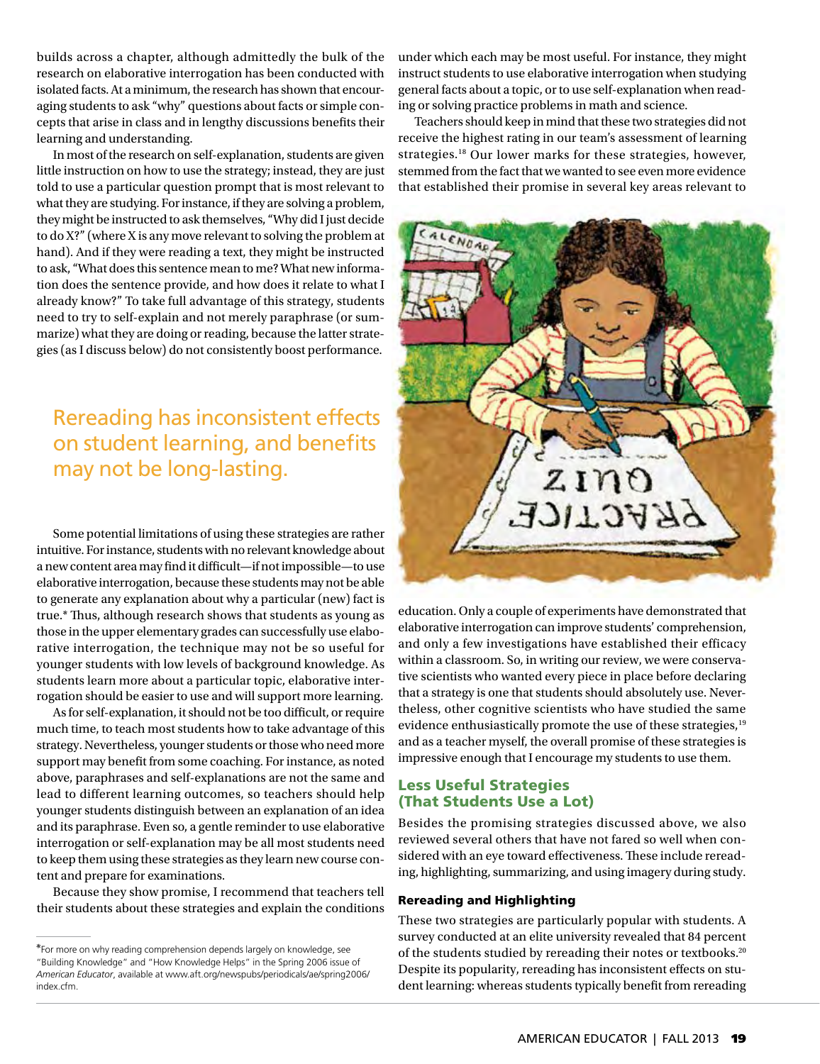builds across a chapter, although admittedly the bulk of the research on elaborative interrogation has been conducted with isolated facts. At a minimum, the research has shown that encouraging students to ask "why" questions about facts or simple concepts that arise in class and in lengthy discussions benefits their learning and understanding.

In most of the research on self-explanation, students are given little instruction on how to use the strategy; instead, they are just told to use a particular question prompt that is most relevant to what they are studying. For instance, if they are solving a problem, they might be instructed to ask themselves, "Why did I just decide to do X?" (where X is any move relevant to solving the problem at hand). And if they were reading a text, they might be instructed to ask, "What does this sentence mean to me? What new information does the sentence provide, and how does it relate to what I already know?" To take full advantage of this strategy, students need to try to self-explain and not merely paraphrase (or summarize) what they are doing or reading, because the latter strategies (as I discuss below) do not consistently boost performance.

> Rereading has inconsistent effects on student learning, and benefits may not be long-lasting.

Some potential limitations of using these strategies are rather intuitive. For instance, students with no relevant knowledge about a new content area may find it difficult—if not impossible—to use elaborative interrogation, because these students may not be able to generate any explanation about why a particular (new) fact is true.* Thus, although research shows that students as young as those in the upper elementary grades can successfully use elaborative interrogation, the technique may not be so useful for younger students with low levels of background knowledge. As students learn more about a particular topic, elaborative interrogation should be easier to use and will support more learning.

As for self-explanation, it should not be too difficult, or require much time, to teach most students how to take advantage of this strategy. Nevertheless, younger students or those who need more support may benefit from some coaching. For instance, as noted above, paraphrases and self-explanations are not the same and lead to different learning outcomes, so teachers should help younger students distinguish between an explanation of an idea and its paraphrase. Even so, a gentle reminder to use elaborative interrogation or self-explanation may be all most students need to keep them using these strategies as they learn new course content and prepare for examinations.

Because they show promise, I recommend that teachers tell their students about these strategies and explain the conditions under which each may be most useful. For instance, they might instruct students to use elaborative interrogation when studying general facts about a topic, or to use self-explanation when reading or solving practice problems in math and science.

Teachers should keep in mind that these two strategies did not receive the highest rating in our team's assessment of learning strategies.[18] Our lower marks for these strategies, however, stemmed from the fact that we wanted to see even more evidence that established their promise in several key areas relevant to education. Only a couple of experiments have demonstrated that elaborative interrogation can improve students' comprehension, and only a few investigations have established their efficacy within a classroom. So, in writing our review, we were conservative scientists who wanted every piece in place before declaring that a strategy is one that students should absolutely use. Nevertheless, other cognitive scientists who have studied the same evidence enthusiastically promote the use of these strategies,[19] and as a teacher myself, the overall promise of these strategies is impressive enough that I encourage my students to use them.

## Less Useful Strategies (That Students Use a Lot)

Besides the promising strategies discussed above, we also reviewed several others that have not fared so well when considered with an eye toward effectiveness. These include rereading, highlighting, summarizing, and using imagery during study.

### Rereading and Highlighting

These two strategies are particularly popular with students. A survey conducted at an elite university revealed that 84 percent of the students studied by rereading their notes or textbooks.[20] Despite its popularity, rereading has inconsistent effects on student learning: whereas students typically benefit from rereading

---

*For more on why reading comprehension depends largely on knowledge, see "Building Knowledge" and "How Knowledge Helps" in the Spring 2006 issue of *American Educator*, available at www.aft.org/newspubs/periodicals/ae/spring2006/index.cfm.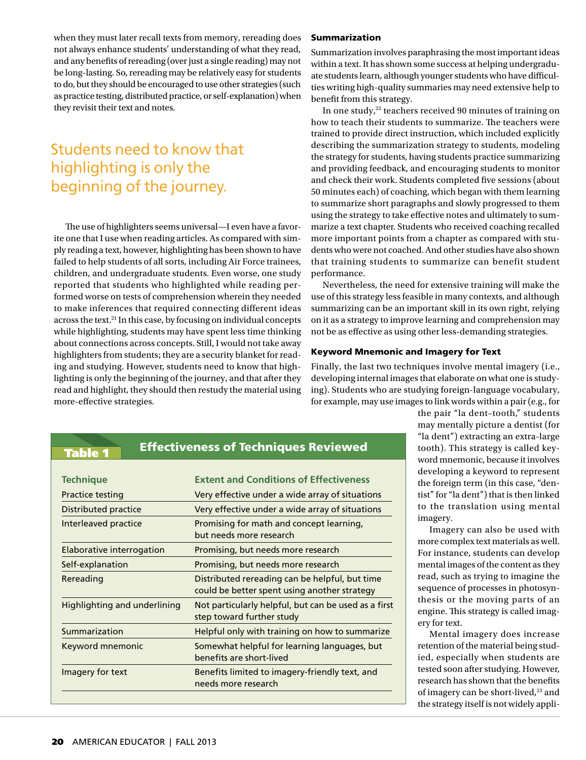when they must later recall texts from memory, rereading does not always enhance students' understanding of what they read, and any benefits of rereading (over just a single reading) may not be long-lasting. So, rereading may be relatively easy for students to do, but they should be encouraged to use other strategies (such as practice testing, distributed practice, or self-explanation) when they revisit their text and notes.

> Students need to know that highlighting is only the beginning of the journey.

The use of highlighters seems universal—I even have a favorite one that I use when reading articles. As compared with simply reading a text, however, highlighting has been shown to have failed to help students of all sorts, including Air Force trainees, children, and undergraduate students. Even worse, one study reported that students who highlighted while reading performed worse on tests of comprehension wherein they needed to make inferences that required connecting different ideas across the text.[21] In this case, by focusing on individual concepts while highlighting, students may have spent less time thinking about connections across concepts. Still, I would not take away highlighters from students; they are a security blanket for reading and studying. However, students need to know that highlighting is only the beginning of the journey, and that after they read and highlight, they should then restudy the material using more-effective strategies.

### Summarization

Summarization involves paraphrasing the most important ideas within a text. It has shown some success at helping undergraduate students learn, although younger students who have difficulties writing high-quality summaries may need extensive help to benefit from this strategy.

In one study,[22] teachers received 90 minutes of training on how to teach their students to summarize. The teachers were trained to provide direct instruction, which included explicitly describing the summarization strategy to students, modeling the strategy for students, having students practice summarizing and providing feedback, and encouraging students to monitor and check their work. Students completed five sessions (about 50 minutes each) of coaching, which began with them learning to summarize short paragraphs and slowly progressed to them using the strategy to take effective notes and ultimately to summarize a text chapter. Students who received coaching recalled more important points from a chapter as compared with students who were not coached. And other studies have also shown that training students to summarize can benefit student performance.

Nevertheless, the need for extensive training will make the use of this strategy less feasible in many contexts, and although summarizing can be an important skill in its own right, relying on it as a strategy to improve learning and comprehension may not be as effective as using other less-demanding strategies.

### Keyword Mnemonic and Imagery for Text

Finally, the last two techniques involve mental imagery (i.e., developing internal images that elaborate on what one is studying). Students who are studying foreign-language vocabulary, for example, may use images to link words within a pair (e.g., for the pair "la dent–tooth," students may mentally picture a dentist (for "la dent") extracting an extra-large tooth). This strategy is called keyword mnemonic, because it involves developing a keyword to represent the foreign term (in this case, "dentist" for "la dent") that is then linked to the translation using mental imagery.

Imagery can also be used with more complex text materials as well. For instance, students can develop mental images of the content as they read, such as trying to imagine the sequence of processes in photosynthesis or the moving parts of an engine. This strategy is called imagery for text.

Mental imagery does increase retention of the material being studied, especially when students are tested soon after studying. However, research has shown that the benefits of imagery can be short-lived,[23] and the strategy itself is not widely appli-

**Table 1 Effectiveness of Techniques Reviewed**

| Technique | Extent and Conditions of Effectiveness |
|---|---|
| Practice testing | Very effective under a wide array of situations |
| Distributed practice | Very effective under a wide array of situations |
| Interleaved practice | Promising for math and concept learning, but needs more research |
| Elaborative interrogation | Promising, but needs more research |
| Self-explanation | Promising, but needs more research |
| Rereading | Distributed rereading can be helpful, but time could be better spent using another strategy |
| Highlighting and underlining | Not particularly helpful, but can be used as a first step toward further study |
| Summarization | Helpful only with training on how to summarize |
| Keyword mnemonic | Somewhat helpful for learning languages, but benefits are short-lived |
| Imagery for text | Benefits limited to imagery-friendly text, and needs more research |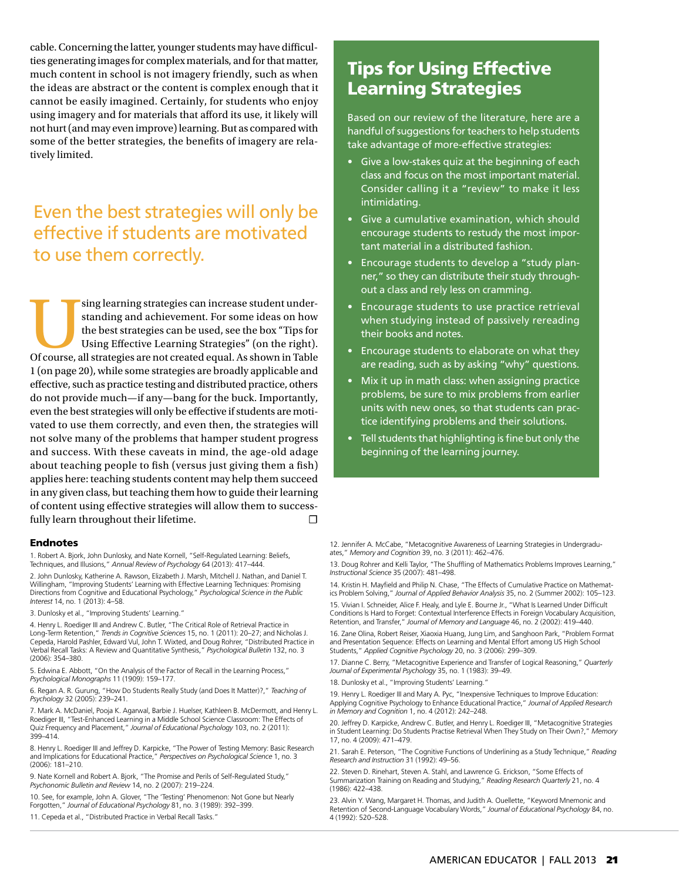cable. Concerning the latter, younger students may have difficulties generating images for complex materials, and for that matter, much content in school is not imagery friendly, such as when the ideas are abstract or the content is complex enough that it cannot be easily imagined. Certainly, for students who enjoy using imagery and for materials that afford its use, it likely will not hurt (and may even improve) learning. But as compared with some of the better strategies, the benefits of imagery are relatively limited.

Even the best strategies will only be effective if students are motivated to use them correctly.

Using learning strategies can increase student understanding and achievement. For some ideas on how the best strategies can be used, see the box "Tips for Using Effective Learning Strategies" (on the right). Of course, all strategies are not created equal. As shown in Table 1 (on page 20), while some strategies are broadly applicable and effective, such as practice testing and distributed practice, others do not provide much—if any—bang for the buck. Importantly, even the best strategies will only be effective if students are motivated to use them correctly, and even then, the strategies will not solve many of the problems that hamper student progress and success. With these caveats in mind, the age-old adage about teaching people to fish (versus just giving them a fish) applies here: teaching students content may help them succeed in any given class, but teaching them how to guide their learning of content using effective strategies will allow them to successfully learn throughout their lifetime. ☐

## Tips for Using Effective Learning Strategies

Based on our review of the literature, here are a handful of suggestions for teachers to help students take advantage of more-effective strategies:

- Give a low-stakes quiz at the beginning of each class and focus on the most important material. Consider calling it a "review" to make it less intimidating.
- Give a cumulative examination, which should encourage students to restudy the most important material in a distributed fashion.
- Encourage students to develop a "study planner," so they can distribute their study throughout a class and rely less on cramming.
- Encourage students to use practice retrieval when studying instead of passively rereading their books and notes.
- Encourage students to elaborate on what they are reading, such as by asking "why" questions.
- Mix it up in math class: when assigning practice problems, be sure to mix problems from earlier units with new ones, so that students can practice identifying problems and their solutions.
- Tell students that highlighting is fine but only the beginning of the learning journey.

### Endnotes

1. Robert A. Bjork, John Dunlosky, and Nate Kornell, "Self-Regulated Learning: Beliefs, Techniques, and Illusions," *Annual Review of Psychology* 64 (2013): 417–444.

2. John Dunlosky, Katherine A. Rawson, Elizabeth J. Marsh, Mitchell J. Nathan, and Daniel T. Willingham, "Improving Students' Learning with Effective Learning Techniques: Promising Directions from Cognitive and Educational Psychology," *Psychological Science in the Public Interest* 14, no. 1 (2013): 4–58.

3. Dunlosky et al., "Improving Students' Learning."

4. Henry L. Roediger III and Andrew C. Butler, "The Critical Role of Retrieval Practice in Long-Term Retention," *Trends in Cognitive Sciences* 15, no. 1 (2011): 20–27; and Nicholas J. Cepeda, Harold Pashler, Edward Vul, John T. Wixted, and Doug Rohrer, "Distributed Practice in Verbal Recall Tasks: A Review and Quantitative Synthesis," *Psychological Bulletin* 132, no. 3 (2006): 354–380.

5. Edwina E. Abbott, "On the Analysis of the Factor of Recall in the Learning Process," *Psychological Monographs* 11 (1909): 159–177.

6. Regan A. R. Gurung, "How Do Students Really Study (and Does It Matter)?," *Teaching of Psychology* 32 (2005): 239–241.

7. Mark A. McDaniel, Pooja K. Agarwal, Barbie J. Huelser, Kathleen B. McDermott, and Henry L. Roediger III, "Test-Enhanced Learning in a Middle School Science Classroom: The Effects of Quiz Frequency and Placement," *Journal of Educational Psychology* 103, no. 2 (2011): 399–414.

8. Henry L. Roediger III and Jeffrey D. Karpicke, "The Power of Testing Memory: Basic Research and Implications for Educational Practice," *Perspectives on Psychological Science* 1, no. 3 (2006): 181–210.

9. Nate Kornell and Robert A. Bjork, "The Promise and Perils of Self-Regulated Study," *Psychonomic Bulletin and Review* 14, no. 2 (2007): 219–224.

10. See, for example, John A. Glover, "The 'Testing' Phenomenon: Not Gone but Nearly Forgotten," *Journal of Educational Psychology* 81, no. 3 (1989): 392–399.

11. Cepeda et al., "Distributed Practice in Verbal Recall Tasks."

12. Jennifer A. McCabe, "Metacognitive Awareness of Learning Strategies in Undergraduates," *Memory and Cognition* 39, no. 3 (2011): 462–476.

13. Doug Rohrer and Kelli Taylor, "The Shuffling of Mathematics Problems Improves Learning," *Instructional Science* 35 (2007): 481–498.

14. Kristin H. Mayfield and Philip N. Chase, "The Effects of Cumulative Practice on Mathematics Problem Solving," *Journal of Applied Behavior Analysis* 35, no. 2 (Summer 2002): 105–123.

15. Vivian I. Schneider, Alice F. Healy, and Lyle E. Bourne Jr., "What Is Learned Under Difficult Conditions Is Hard to Forget: Contextual Interference Effects in Foreign Vocabulary Acquisition, Retention, and Transfer," *Journal of Memory and Language* 46, no. 2 (2002): 419–440.

16. Zane Olina, Robert Reiser, Xiaoxia Huang, Jung Lim, and Sanghoon Park, "Problem Format and Presentation Sequence: Effects on Learning and Mental Effort among US High School Students," *Applied Cognitive Psychology* 20, no. 3 (2006): 299–309.

17. Dianne C. Berry, "Metacognitive Experience and Transfer of Logical Reasoning," *Quarterly Journal of Experimental Psychology* 35, no. 1 (1983): 39–49.

18. Dunlosky et al., "Improving Students' Learning."

19. Henry L. Roediger III and Mary A. Pyc, "Inexpensive Techniques to Improve Education: Applying Cognitive Psychology to Enhance Educational Practice," *Journal of Applied Research in Memory and Cognition* 1, no. 4 (2012): 242–248.

20. Jeffrey D. Karpicke, Andrew C. Butler, and Henry L. Roediger III, "Metacognitive Strategies in Student Learning: Do Students Practise Retrieval When They Study on Their Own?," *Memory* 17, no. 4 (2009): 471–479.

21. Sarah E. Peterson, "The Cognitive Functions of Underlining as a Study Technique," *Reading Research and Instruction* 31 (1992): 49–56.

22. Steven D. Rinehart, Steven A. Stahl, and Lawrence G. Erickson, "Some Effects of Summarization Training on Reading and Studying," *Reading Research Quarterly* 21, no. 4 (1986): 422–438.

23. Alvin Y. Wang, Margaret H. Thomas, and Judith A. Ouellette, "Keyword Mnemonic and Retention of Second-Language Vocabulary Words," *Journal of Educational Psychology* 84, no. 4 (1992): 520–528.